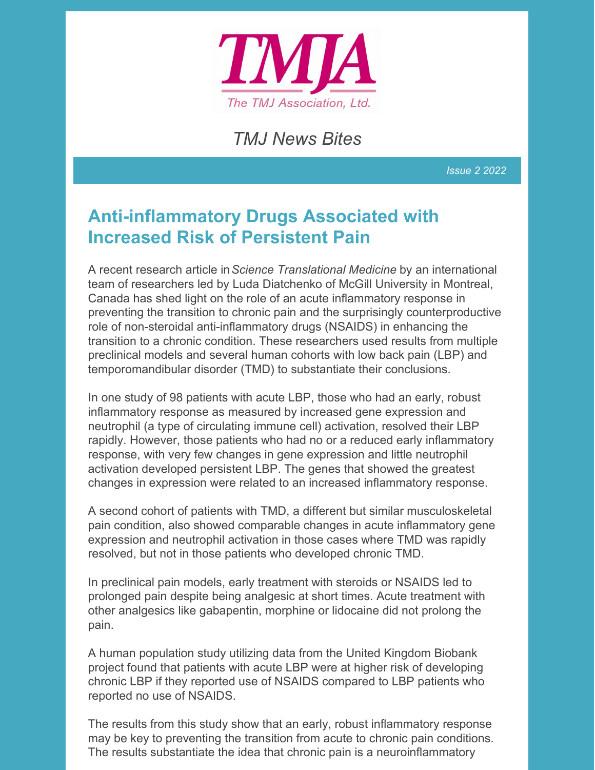TMJA

The TMJ Association, Ltd.

*TMJ News Bites*

*Issue 2 2022*

## Anti-inflammatory Drugs Associated with Increased Risk of Persistent Pain

A recent research article in *Science Translational Medicine* by an international team of researchers led by Luda Diatchenko of McGill University in Montreal, Canada has shed light on the role of an acute inflammatory response in preventing the transition to chronic pain and the surprisingly counterproductive role of non-steroidal anti-inflammatory drugs (NSAIDS) in enhancing the transition to a chronic condition. These researchers used results from multiple preclinical models and several human cohorts with low back pain (LBP) and temporomandibular disorder (TMD) to substantiate their conclusions.

In one study of 98 patients with acute LBP, those who had an early, robust inflammatory response as measured by increased gene expression and neutrophil (a type of circulating immune cell) activation, resolved their LBP rapidly. However, those patients who had no or a reduced early inflammatory response, with very few changes in gene expression and little neutrophil activation developed persistent LBP. The genes that showed the greatest changes in expression were related to an increased inflammatory response.

A second cohort of patients with TMD, a different but similar musculoskeletal pain condition, also showed comparable changes in acute inflammatory gene expression and neutrophil activation in those cases where TMD was rapidly resolved, but not in those patients who developed chronic TMD.

In preclinical pain models, early treatment with steroids or NSAIDS led to prolonged pain despite being analgesic at short times. Acute treatment with other analgesics like gabapentin, morphine or lidocaine did not prolong the pain.

A human population study utilizing data from the United Kingdom Biobank project found that patients with acute LBP were at higher risk of developing chronic LBP if they reported use of NSAIDS compared to LBP patients who reported no use of NSAIDS.

The results from this study show that an early, robust inflammatory response may be key to preventing the transition from acute to chronic pain conditions. The results substantiate the idea that chronic pain is a neuroinflammatory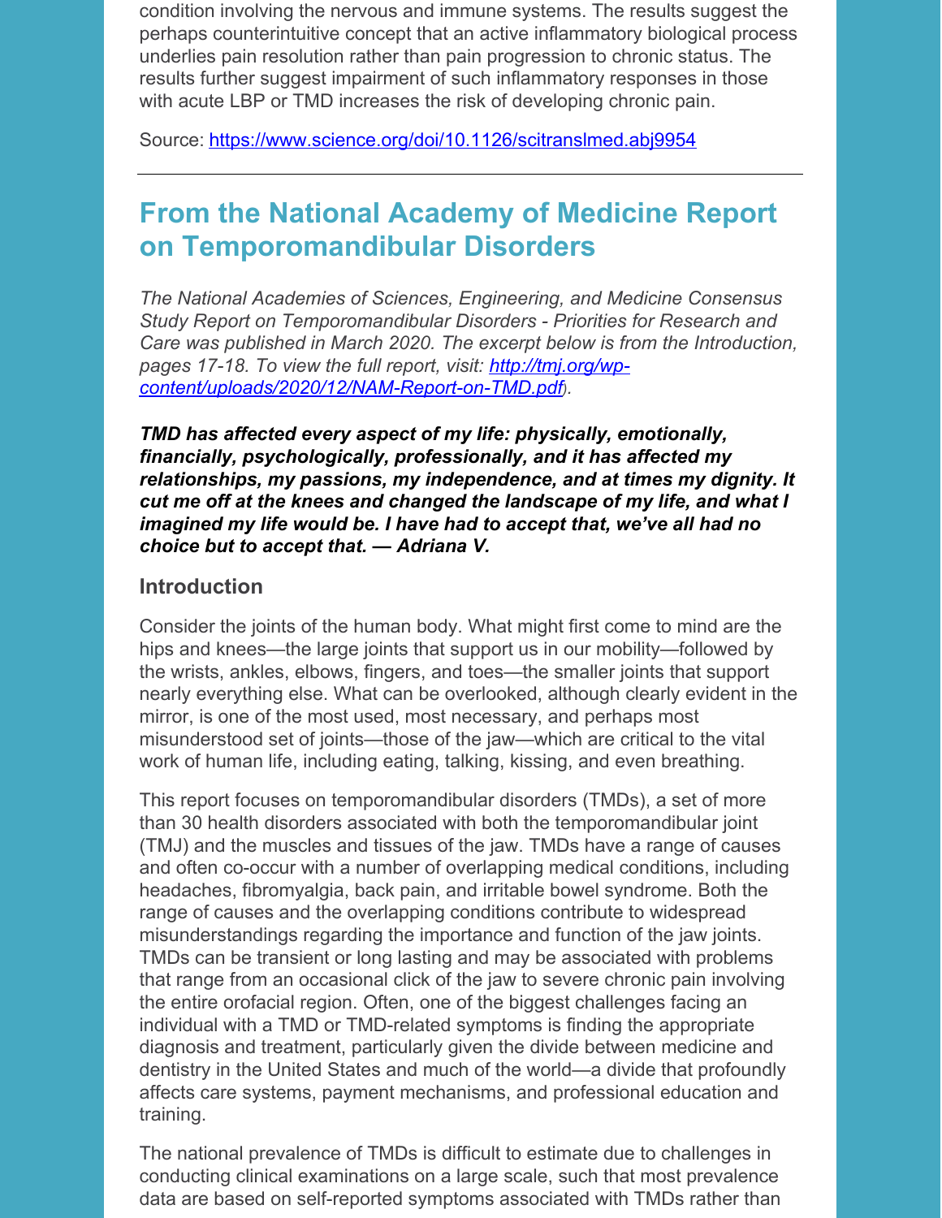condition involving the nervous and immune systems. The results suggest the perhaps counterintuitive concept that an active inflammatory biological process underlies pain resolution rather than pain progression to chronic status. The results further suggest impairment of such inflammatory responses in those with acute LBP or TMD increases the risk of developing chronic pain.

Source: https://www.science.org/doi/10.1126/scitranslmed.abj9954

---

## From the National Academy of Medicine Report on Temporomandibular Disorders

*The National Academies of Sciences, Engineering, and Medicine Consensus Study Report on Temporomandibular Disorders - Priorities for Research and Care was published in March 2020. The excerpt below is from the Introduction, pages 17-18. To view the full report, visit: http://tmj.org/wp-content/uploads/2020/12/NAM-Report-on-TMD.pdf).*

***TMD has affected every aspect of my life: physically, emotionally, financially, psychologically, professionally, and it has affected my relationships, my passions, my independence, and at times my dignity. It cut me off at the knees and changed the landscape of my life, and what I imagined my life would be. I have had to accept that, we've all had no choice but to accept that. — Adriana V.***

### Introduction

Consider the joints of the human body. What might first come to mind are the hips and knees—the large joints that support us in our mobility—followed by the wrists, ankles, elbows, fingers, and toes—the smaller joints that support nearly everything else. What can be overlooked, although clearly evident in the mirror, is one of the most used, most necessary, and perhaps most misunderstood set of joints—those of the jaw—which are critical to the vital work of human life, including eating, talking, kissing, and even breathing.

This report focuses on temporomandibular disorders (TMDs), a set of more than 30 health disorders associated with both the temporomandibular joint (TMJ) and the muscles and tissues of the jaw. TMDs have a range of causes and often co-occur with a number of overlapping medical conditions, including headaches, fibromyalgia, back pain, and irritable bowel syndrome. Both the range of causes and the overlapping conditions contribute to widespread misunderstandings regarding the importance and function of the jaw joints. TMDs can be transient or long lasting and may be associated with problems that range from an occasional click of the jaw to severe chronic pain involving the entire orofacial region. Often, one of the biggest challenges facing an individual with a TMD or TMD-related symptoms is finding the appropriate diagnosis and treatment, particularly given the divide between medicine and dentistry in the United States and much of the world—a divide that profoundly affects care systems, payment mechanisms, and professional education and training.

The national prevalence of TMDs is difficult to estimate due to challenges in conducting clinical examinations on a large scale, such that most prevalence data are based on self-reported symptoms associated with TMDs rather than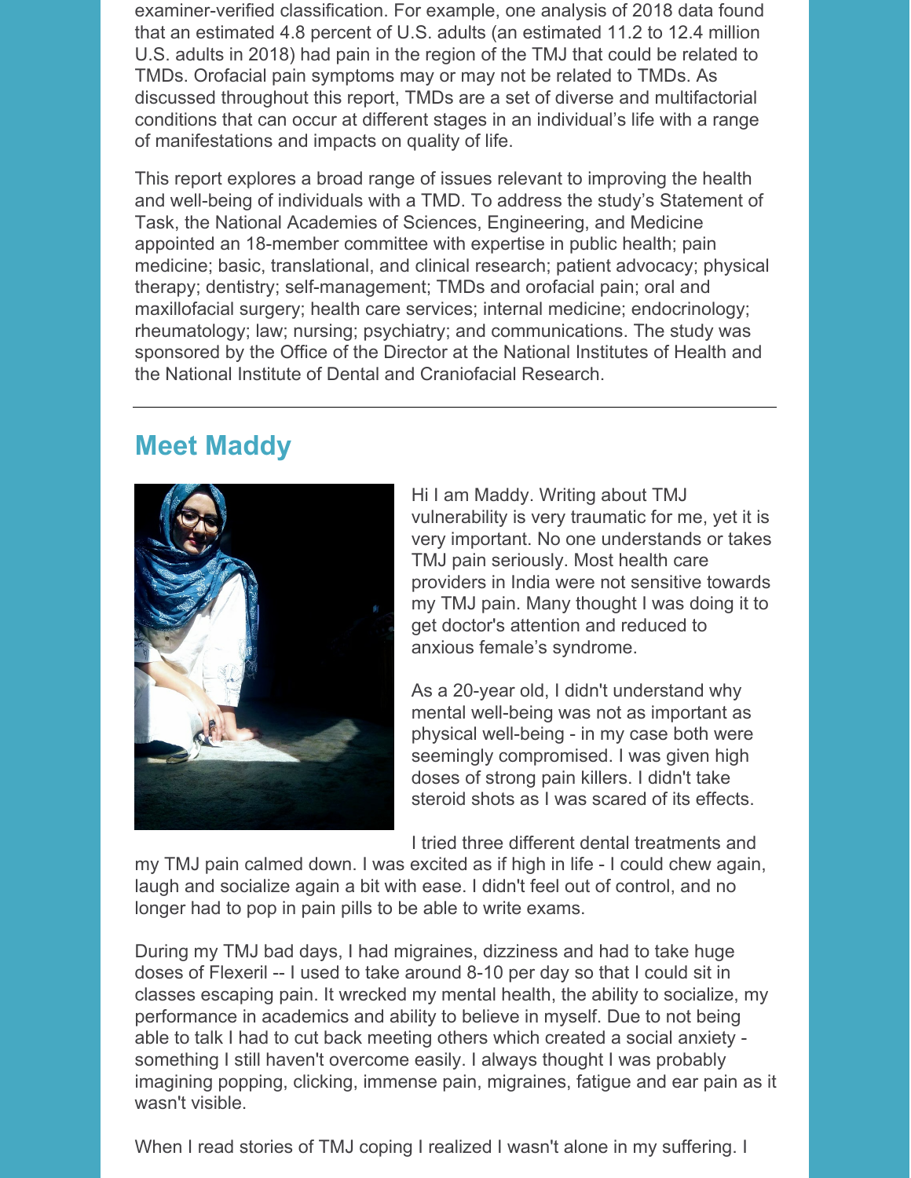examiner-verified classification. For example, one analysis of 2018 data found that an estimated 4.8 percent of U.S. adults (an estimated 11.2 to 12.4 million U.S. adults in 2018) had pain in the region of the TMJ that could be related to TMDs. Orofacial pain symptoms may or may not be related to TMDs. As discussed throughout this report, TMDs are a set of diverse and multifactorial conditions that can occur at different stages in an individual's life with a range of manifestations and impacts on quality of life.

This report explores a broad range of issues relevant to improving the health and well-being of individuals with a TMD. To address the study's Statement of Task, the National Academies of Sciences, Engineering, and Medicine appointed an 18-member committee with expertise in public health; pain medicine; basic, translational, and clinical research; patient advocacy; physical therapy; dentistry; self-management; TMDs and orofacial pain; oral and maxillofacial surgery; health care services; internal medicine; endocrinology; rheumatology; law; nursing; psychiatry; and communications. The study was sponsored by the Office of the Director at the National Institutes of Health and the National Institute of Dental and Craniofacial Research.

---

## Meet Maddy

Hi I am Maddy. Writing about TMJ vulnerability is very traumatic for me, yet it is very important. No one understands or takes TMJ pain seriously. Most health care providers in India were not sensitive towards my TMJ pain. Many thought I was doing it to get doctor's attention and reduced to anxious female's syndrome.

As a 20-year old, I didn't understand why mental well-being was not as important as physical well-being - in my case both were seemingly compromised. I was given high doses of strong pain killers. I didn't take steroid shots as I was scared of its effects.

I tried three different dental treatments and my TMJ pain calmed down. I was excited as if high in life - I could chew again, laugh and socialize again a bit with ease. I didn't feel out of control, and no longer had to pop in pain pills to be able to write exams.

During my TMJ bad days, I had migraines, dizziness and had to take huge doses of Flexeril -- I used to take around 8-10 per day so that I could sit in classes escaping pain. It wrecked my mental health, the ability to socialize, my performance in academics and ability to believe in myself. Due to not being able to talk I had to cut back meeting others which created a social anxiety - something I still haven't overcome easily. I always thought I was probably imagining popping, clicking, immense pain, migraines, fatigue and ear pain as it wasn't visible.

When I read stories of TMJ coping I realized I wasn't alone in my suffering. I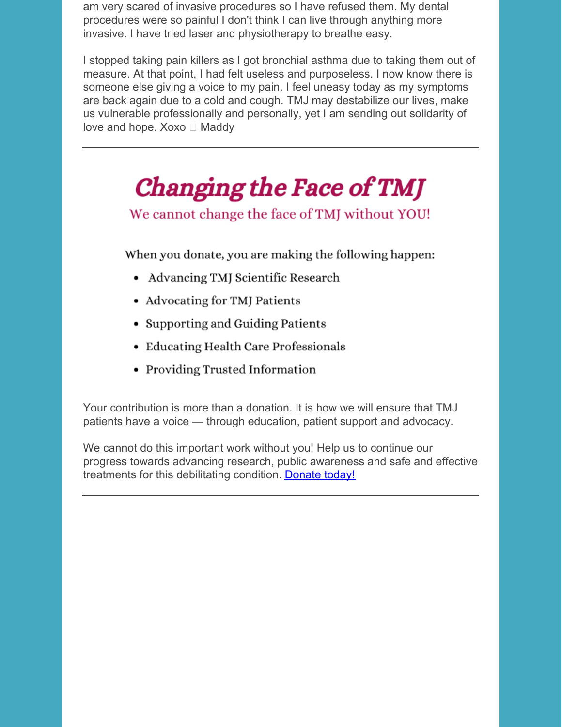am very scared of invasive procedures so I have refused them. My dental procedures were so painful I don't think I can live through anything more invasive. I have tried laser and physiotherapy to breathe easy.

I stopped taking pain killers as I got bronchial asthma due to taking them out of measure. At that point, I had felt useless and purposeless. I now know there is someone else giving a voice to my pain. I feel uneasy today as my symptoms are back again due to a cold and cough. TMJ may destabilize our lives, make us vulnerable professionally and personally, yet I am sending out solidarity of love and hope. Xoxo  Maddy

---

# Changing the Face of TMJ

## We cannot change the face of TMJ without YOU!

When you donate, you are making the following happen:

- Advancing TMJ Scientific Research
- Advocating for TMJ Patients
- Supporting and Guiding Patients
- Educating Health Care Professionals
- Providing Trusted Information

Your contribution is more than a donation. It is how we will ensure that TMJ patients have a voice — through education, patient support and advocacy.

We cannot do this important work without you! Help us to continue our progress towards advancing research, public awareness and safe and effective treatments for this debilitating condition. Donate today!

---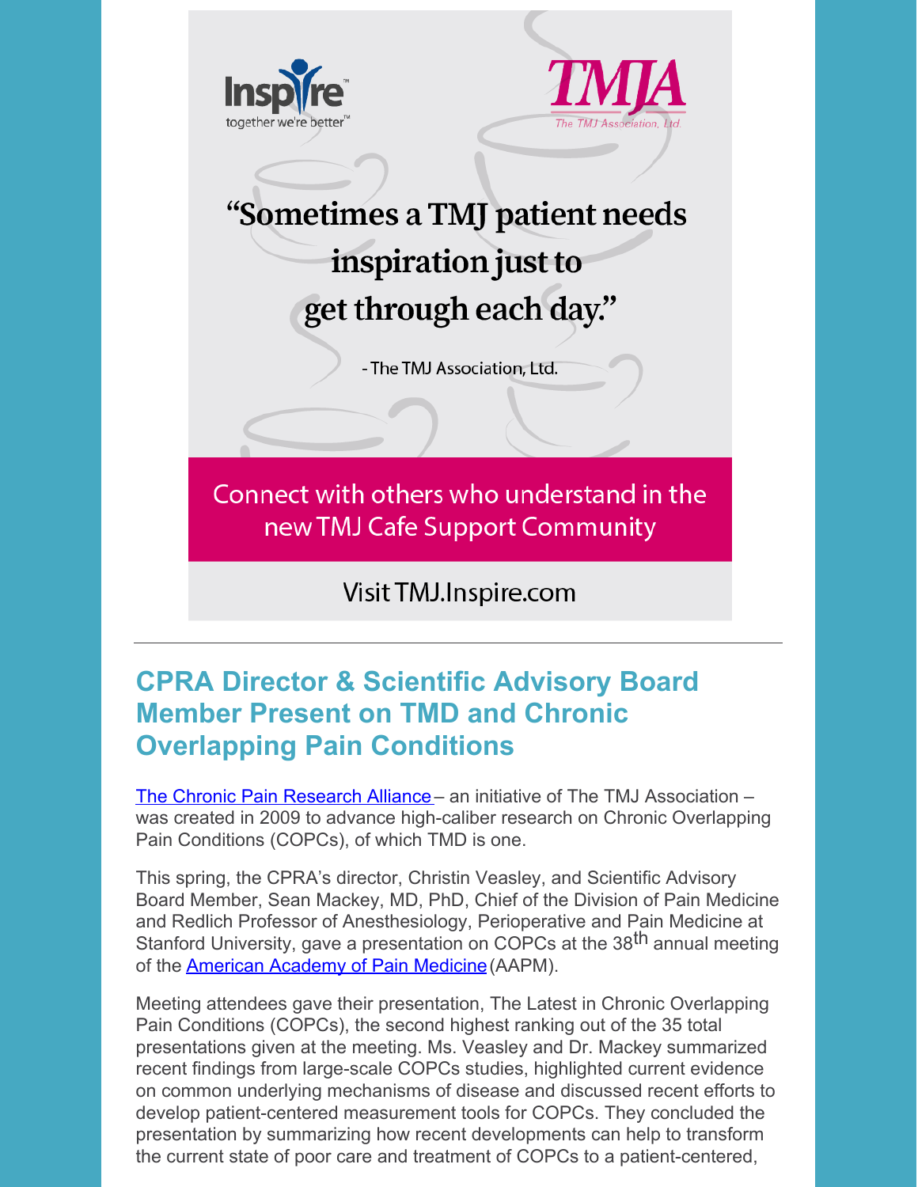Inspire
together we're better™

TMJA
The TMJ Association, Ltd.

"Sometimes a TMJ patient needs inspiration just to get through each day."

- The TMJ Association, Ltd.

Connect with others who understand in the new TMJ Cafe Support Community

Visit TMJ.Inspire.com

---

## CPRA Director & Scientific Advisory Board Member Present on TMD and Chronic Overlapping Pain Conditions

The Chronic Pain Research Alliance – an initiative of The TMJ Association – was created in 2009 to advance high-caliber research on Chronic Overlapping Pain Conditions (COPCs), of which TMD is one.

This spring, the CPRA's director, Christin Veasley, and Scientific Advisory Board Member, Sean Mackey, MD, PhD, Chief of the Division of Pain Medicine and Redlich Professor of Anesthesiology, Perioperative and Pain Medicine at Stanford University, gave a presentation on COPCs at the 38th annual meeting of the American Academy of Pain Medicine (AAPM).

Meeting attendees gave their presentation, The Latest in Chronic Overlapping Pain Conditions (COPCs), the second highest ranking out of the 35 total presentations given at the meeting. Ms. Veasley and Dr. Mackey summarized recent findings from large-scale COPCs studies, highlighted current evidence on common underlying mechanisms of disease and discussed recent efforts to develop patient-centered measurement tools for COPCs. They concluded the presentation by summarizing how recent developments can help to transform the current state of poor care and treatment of COPCs to a patient-centered,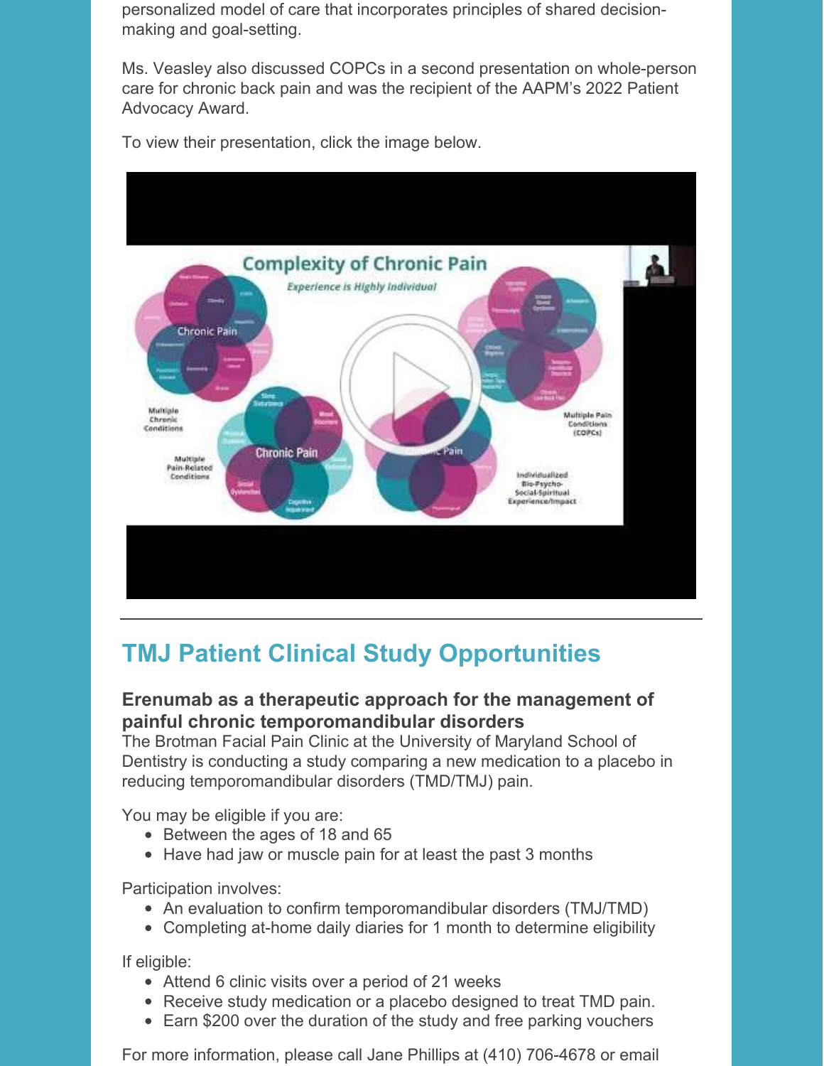personalized model of care that incorporates principles of shared decision-making and goal-setting.

Ms. Veasley also discussed COPCs in a second presentation on whole-person care for chronic back pain and was the recipient of the AAPM's 2022 Patient Advocacy Award.

To view their presentation, click the image below.

---

## TMJ Patient Clinical Study Opportunities

### Erenumab as a therapeutic approach for the management of painful chronic temporomandibular disorders

The Brotman Facial Pain Clinic at the University of Maryland School of Dentistry is conducting a study comparing a new medication to a placebo in reducing temporomandibular disorders (TMD/TMJ) pain.

You may be eligible if you are:

- Between the ages of 18 and 65
- Have had jaw or muscle pain for at least the past 3 months

Participation involves:

- An evaluation to confirm temporomandibular disorders (TMJ/TMD)
- Completing at-home daily diaries for 1 month to determine eligibility

If eligible:

- Attend 6 clinic visits over a period of 21 weeks
- Receive study medication or a placebo designed to treat TMD pain.
- Earn $200 over the duration of the study and free parking vouchers

For more information, please call Jane Phillips at (410) 706-4678 or email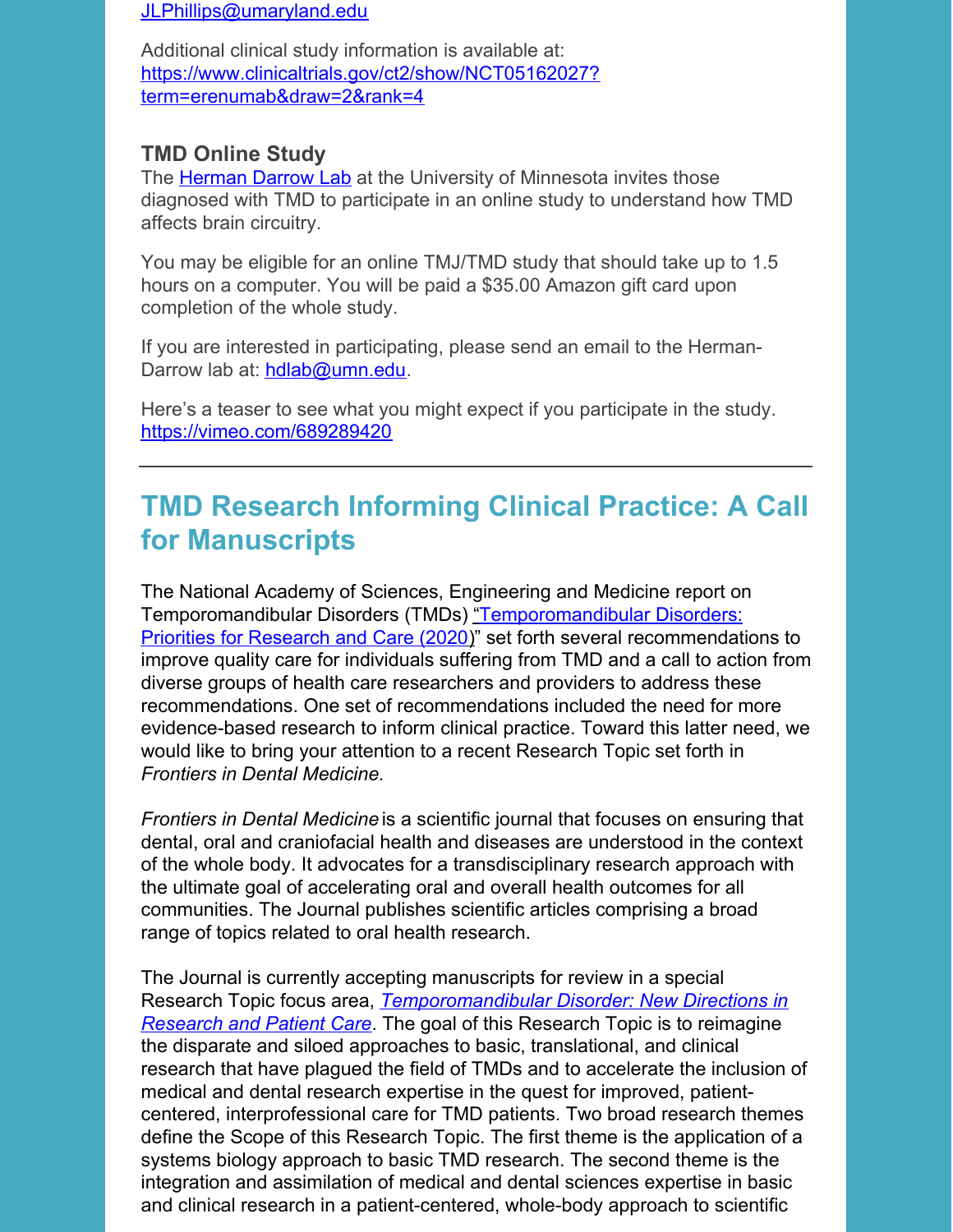JLPhillips@umaryland.edu

Additional clinical study information is available at: https://www.clinicaltrials.gov/ct2/show/NCT05162027?term=erenumab&draw=2&rank=4

### TMD Online Study

The Herman Darrow Lab at the University of Minnesota invites those diagnosed with TMD to participate in an online study to understand how TMD affects brain circuitry.

You may be eligible for an online TMJ/TMD study that should take up to 1.5 hours on a computer. You will be paid a $35.00 Amazon gift card upon completion of the whole study.

If you are interested in participating, please send an email to the Herman-Darrow lab at: hdlab@umn.edu.

Here's a teaser to see what you might expect if you participate in the study. https://vimeo.com/689289420

---

## TMD Research Informing Clinical Practice: A Call for Manuscripts

The National Academy of Sciences, Engineering and Medicine report on Temporomandibular Disorders (TMDs) "Temporomandibular Disorders: Priorities for Research and Care (2020)" set forth several recommendations to improve quality care for individuals suffering from TMD and a call to action from diverse groups of health care researchers and providers to address these recommendations. One set of recommendations included the need for more evidence-based research to inform clinical practice. Toward this latter need, we would like to bring your attention to a recent Research Topic set forth in *Frontiers in Dental Medicine.*

*Frontiers in Dental Medicine* is a scientific journal that focuses on ensuring that dental, oral and craniofacial health and diseases are understood in the context of the whole body. It advocates for a transdisciplinary research approach with the ultimate goal of accelerating oral and overall health outcomes for all communities. The Journal publishes scientific articles comprising a broad range of topics related to oral health research.

The Journal is currently accepting manuscripts for review in a special Research Topic focus area, *Temporomandibular Disorder: New Directions in Research and Patient Care*. The goal of this Research Topic is to reimagine the disparate and siloed approaches to basic, translational, and clinical research that have plagued the field of TMDs and to accelerate the inclusion of medical and dental research expertise in the quest for improved, patient-centered, interprofessional care for TMD patients. Two broad research themes define the Scope of this Research Topic. The first theme is the application of a systems biology approach to basic TMD research. The second theme is the integration and assimilation of medical and dental sciences expertise in basic and clinical research in a patient-centered, whole-body approach to scientific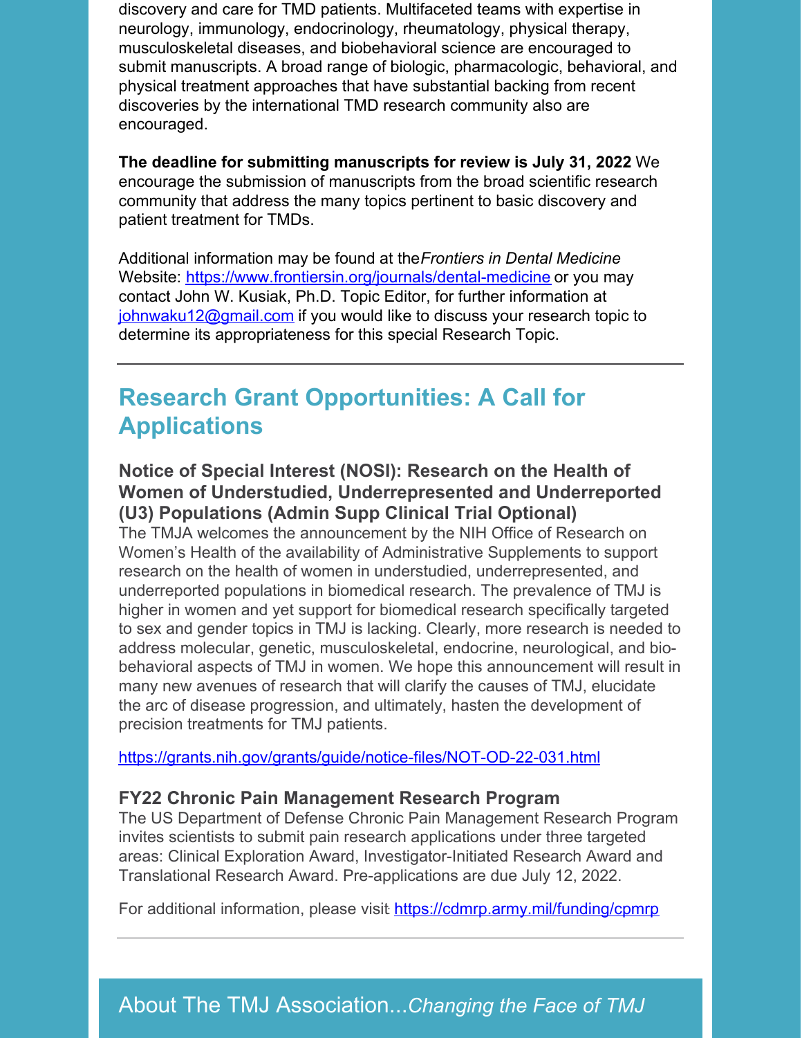discovery and care for TMD patients. Multifaceted teams with expertise in neurology, immunology, endocrinology, rheumatology, physical therapy, musculoskeletal diseases, and biobehavioral science are encouraged to submit manuscripts. A broad range of biologic, pharmacologic, behavioral, and physical treatment approaches that have substantial backing from recent discoveries by the international TMD research community also are encouraged.

**The deadline for submitting manuscripts for review is July 31, 2022** We encourage the submission of manuscripts from the broad scientific research community that address the many topics pertinent to basic discovery and patient treatment for TMDs.

Additional information may be found at the *Frontiers in Dental Medicine* Website: https://www.frontiersin.org/journals/dental-medicine or you may contact John W. Kusiak, Ph.D. Topic Editor, for further information at johnwaku12@gmail.com if you would like to discuss your research topic to determine its appropriateness for this special Research Topic.

---

## Research Grant Opportunities: A Call for Applications

### Notice of Special Interest (NOSI): Research on the Health of Women of Understudied, Underrepresented and Underreported (U3) Populations (Admin Supp Clinical Trial Optional)

The TMJA welcomes the announcement by the NIH Office of Research on Women's Health of the availability of Administrative Supplements to support research on the health of women in understudied, underrepresented, and underreported populations in biomedical research. The prevalence of TMJ is higher in women and yet support for biomedical research specifically targeted to sex and gender topics in TMJ is lacking. Clearly, more research is needed to address molecular, genetic, musculoskeletal, endocrine, neurological, and bio-behavioral aspects of TMJ in women. We hope this announcement will result in many new avenues of research that will clarify the causes of TMJ, elucidate the arc of disease progression, and ultimately, hasten the development of precision treatments for TMJ patients.

https://grants.nih.gov/grants/guide/notice-files/NOT-OD-22-031.html

### FY22 Chronic Pain Management Research Program

The US Department of Defense Chronic Pain Management Research Program invites scientists to submit pain research applications under three targeted areas: Clinical Exploration Award, Investigator-Initiated Research Award and Translational Research Award. Pre-applications are due July 12, 2022.

For additional information, please visit https://cdmrp.army.mil/funding/cpmrp

---

## About The TMJ Association...*Changing the Face of TMJ*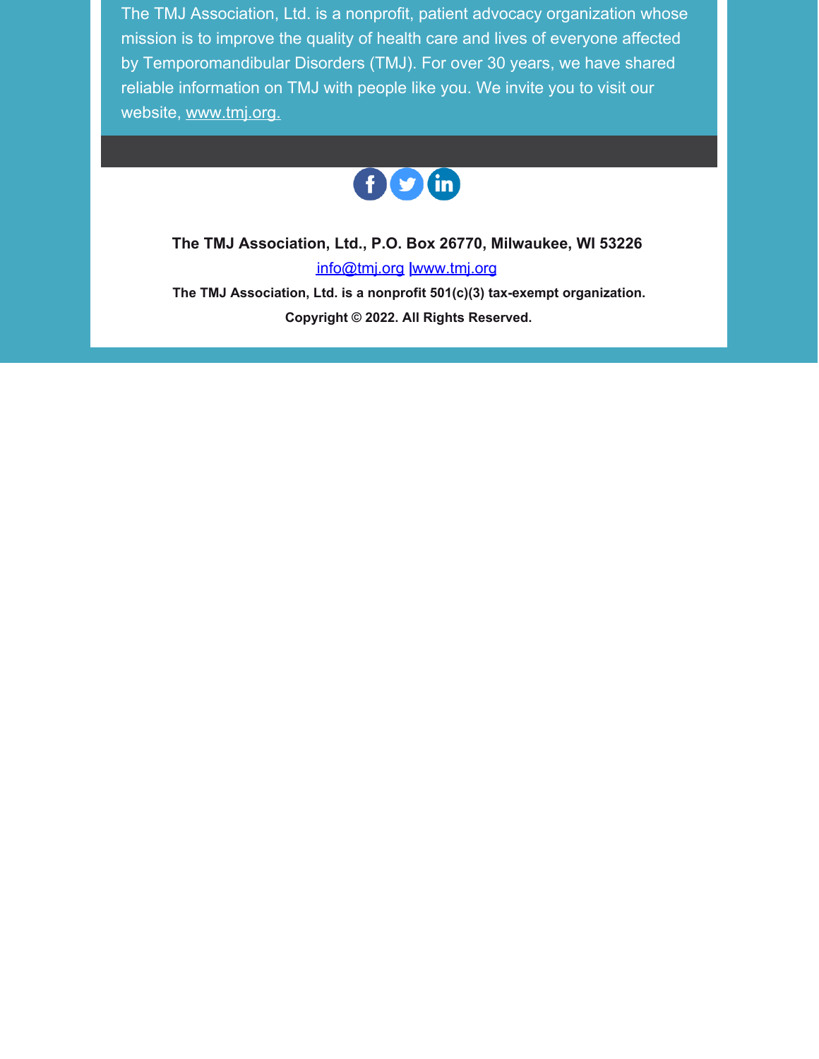The TMJ Association, Ltd. is a nonprofit, patient advocacy organization whose mission is to improve the quality of health care and lives of everyone affected by Temporomandibular Disorders (TMJ). For over 30 years, we have shared reliable information on TMJ with people like you. We invite you to visit our website, www.tmj.org.

**The TMJ Association, Ltd., P.O. Box 26770, Milwaukee, WI 53226**

info@tmj.org | www.tmj.org

**The TMJ Association, Ltd. is a nonprofit 501(c)(3) tax-exempt organization.**

**Copyright © 2022. All Rights Reserved.**